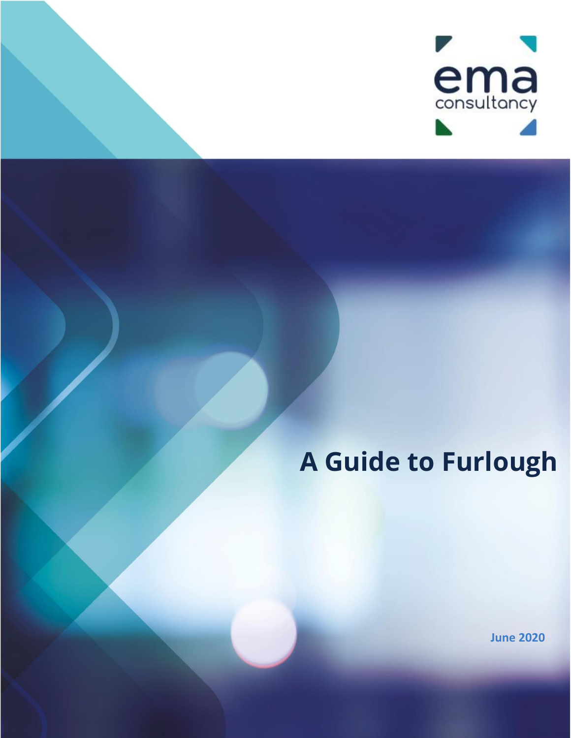ema consultancy

# A Guide to Furlough

**June 2020**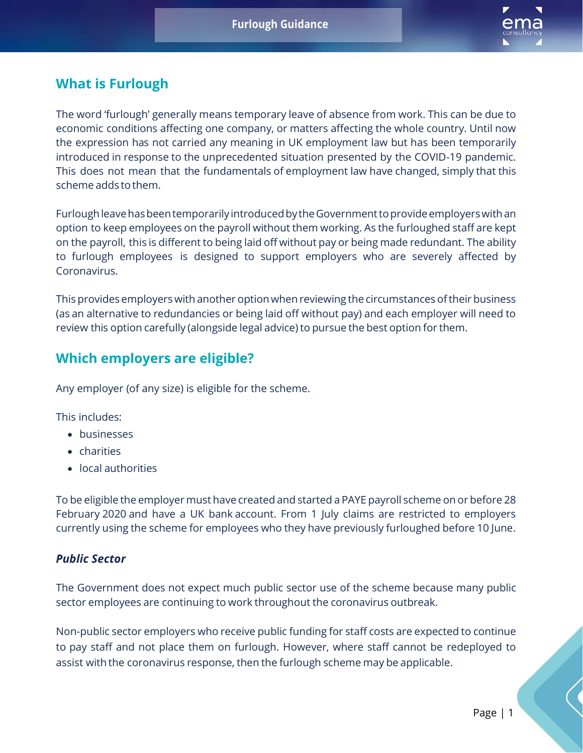## What is Furlough

The word 'furlough' generally means temporary leave of absence from work. This can be due to economic conditions affecting one company, or matters affecting the whole country. Until now the expression has not carried any meaning in UK employment law but has been temporarily introduced in response to the unprecedented situation presented by the COVID-19 pandemic. This does not mean that the fundamentals of employment law have changed, simply that this scheme adds to them.

Furlough leave has been temporarily introduced by the Government to provide employers with an option to keep employees on the payroll without them working. As the furloughed staff are kept on the payroll, this is different to being laid off without pay or being made redundant. The ability to furlough employees is designed to support employers who are severely affected by Coronavirus.

This provides employers with another option when reviewing the circumstances of their business (as an alternative to redundancies or being laid off without pay) and each employer will need to review this option carefully (alongside legal advice) to pursue the best option for them.

## Which employers are eligible?

Any employer (of any size) is eligible for the scheme.

This includes:

- businesses
- charities
- local authorities

To be eligible the employer must have created and started a PAYE payroll scheme on or before 28 February 2020 and have a UK bank account. From 1 July claims are restricted to employers currently using the scheme for employees who they have previously furloughed before 10 June.

### *Public Sector*

The Government does not expect much public sector use of the scheme because many public sector employees are continuing to work throughout the coronavirus outbreak.

Non-public sector employers who receive public funding for staff costs are expected to continue to pay staff and not place them on furlough. However, where staff cannot be redeployed to assist with the coronavirus response, then the furlough scheme may be applicable.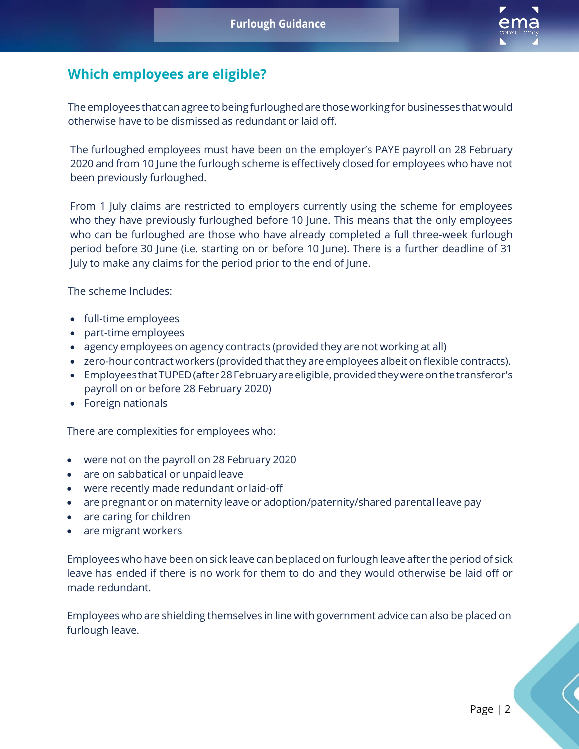## Which employees are eligible?

The employees that can agree to being furloughed are those working for businesses that would otherwise have to be dismissed as redundant or laid off.

The furloughed employees must have been on the employer's PAYE payroll on 28 February 2020 and from 10 June the furlough scheme is effectively closed for employees who have not been previously furloughed.

From 1 July claims are restricted to employers currently using the scheme for employees who they have previously furloughed before 10 June. This means that the only employees who can be furloughed are those who have already completed a full three-week furlough period before 30 June (i.e. starting on or before 10 June). There is a further deadline of 31 July to make any claims for the period prior to the end of June.

The scheme Includes:

- full-time employees
- part-time employees
- agency employees on agency contracts (provided they are not working at all)
- zero-hour contract workers (provided that they are employees albeit on flexible contracts).
- Employees that TUPED (after 28 February are eligible, provided they were on the transferor's payroll on or before 28 February 2020)
- Foreign nationals

There are complexities for employees who:

- were not on the payroll on 28 February 2020
- are on sabbatical or unpaid leave
- were recently made redundant or laid-off
- are pregnant or on maternity leave or adoption/paternity/shared parental leave pay
- are caring for children
- are migrant workers

Employees who have been on sick leave can be placed on furlough leave after the period of sick leave has ended if there is no work for them to do and they would otherwise be laid off or made redundant.

Employees who are shielding themselves in line with government advice can also be placed on furlough leave.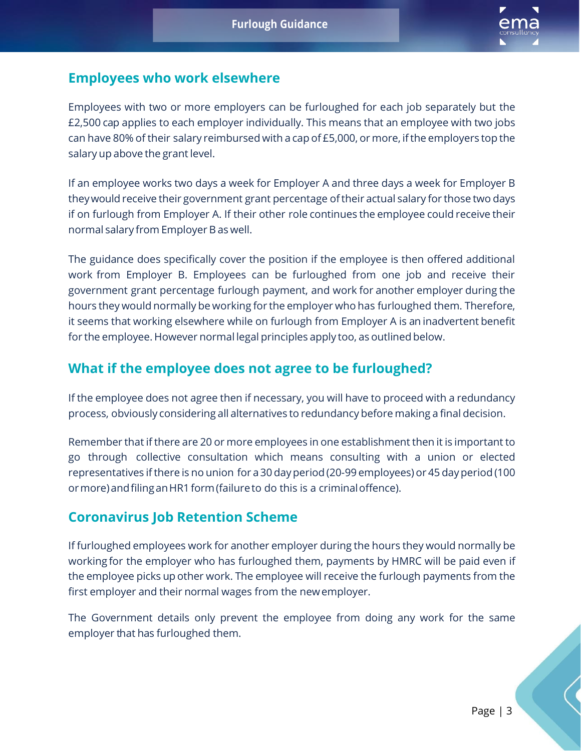## Employees who work elsewhere

Employees with two or more employers can be furloughed for each job separately but the £2,500 cap applies to each employer individually. This means that an employee with two jobs can have 80% of their salary reimbursed with a cap of £5,000, or more, if the employers top the salary up above the grant level.

If an employee works two days a week for Employer A and three days a week for Employer B they would receive their government grant percentage of their actual salary for those two days if on furlough from Employer A. If their other role continues the employee could receive their normal salary from Employer B as well.

The guidance does specifically cover the position if the employee is then offered additional work from Employer B. Employees can be furloughed from one job and receive their government grant percentage furlough payment, and work for another employer during the hours they would normally be working for the employer who has furloughed them. Therefore, it seems that working elsewhere while on furlough from Employer A is an inadvertent benefit for the employee. However normal legal principles apply too, as outlined below.

## What if the employee does not agree to be furloughed?

If the employee does not agree then if necessary, you will have to proceed with a redundancy process, obviously considering all alternatives to redundancy before making a final decision.

Remember that if there are 20 or more employees in one establishment then it is important to go through collective consultation which means consulting with a union or elected representatives if there is no union for a 30 day period (20-99 employees) or 45 day period (100 or more) and filing an HR1 form (failure to do this is a criminal offence).

## Coronavirus Job Retention Scheme

If furloughed employees work for another employer during the hours they would normally be working for the employer who has furloughed them, payments by HMRC will be paid even if the employee picks up other work. The employee will receive the furlough payments from the first employer and their normal wages from the new employer.

The Government details only prevent the employee from doing any work for the same employer that has furloughed them.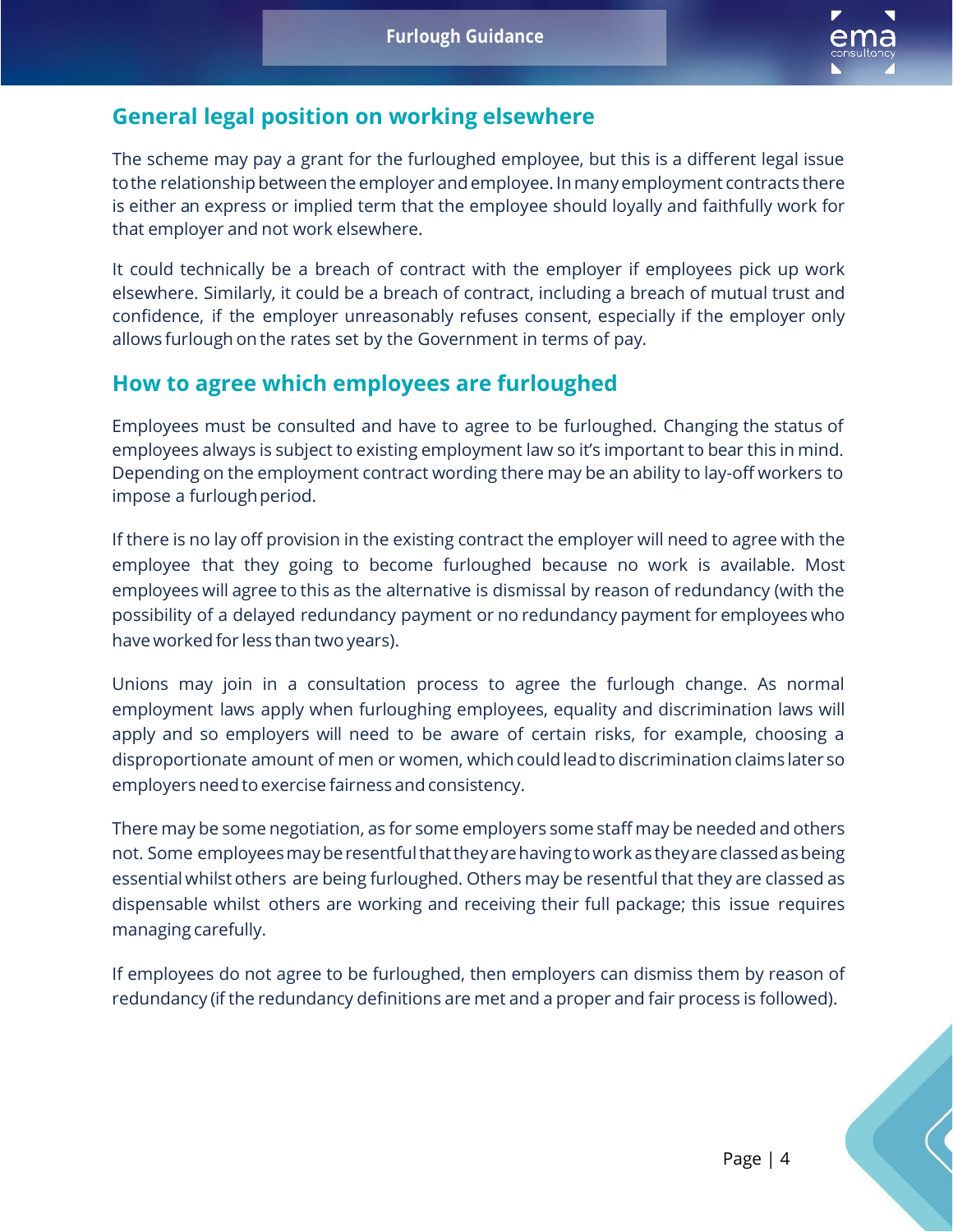## General legal position on working elsewhere

The scheme may pay a grant for the furloughed employee, but this is a different legal issue to the relationship between the employer and employee. In many employment contracts there is either an express or implied term that the employee should loyally and faithfully work for that employer and not work elsewhere.

It could technically be a breach of contract with the employer if employees pick up work elsewhere. Similarly, it could be a breach of contract, including a breach of mutual trust and confidence, if the employer unreasonably refuses consent, especially if the employer only allows furlough on the rates set by the Government in terms of pay.

## How to agree which employees are furloughed

Employees must be consulted and have to agree to be furloughed. Changing the status of employees always is subject to existing employment law so it's important to bear this in mind. Depending on the employment contract wording there may be an ability to lay-off workers to impose a furlough period.

If there is no lay off provision in the existing contract the employer will need to agree with the employee that they going to become furloughed because no work is available. Most employees will agree to this as the alternative is dismissal by reason of redundancy (with the possibility of a delayed redundancy payment or no redundancy payment for employees who have worked for less than two years).

Unions may join in a consultation process to agree the furlough change. As normal employment laws apply when furloughing employees, equality and discrimination laws will apply and so employers will need to be aware of certain risks, for example, choosing a disproportionate amount of men or women, which could lead to discrimination claims later so employers need to exercise fairness and consistency.

There may be some negotiation, as for some employers some staff may be needed and others not. Some employees may be resentful that they are having to work as they are classed as being essential whilst others are being furloughed. Others may be resentful that they are classed as dispensable whilst others are working and receiving their full package; this issue requires managing carefully.

If employees do not agree to be furloughed, then employers can dismiss them by reason of redundancy (if the redundancy definitions are met and a proper and fair process is followed).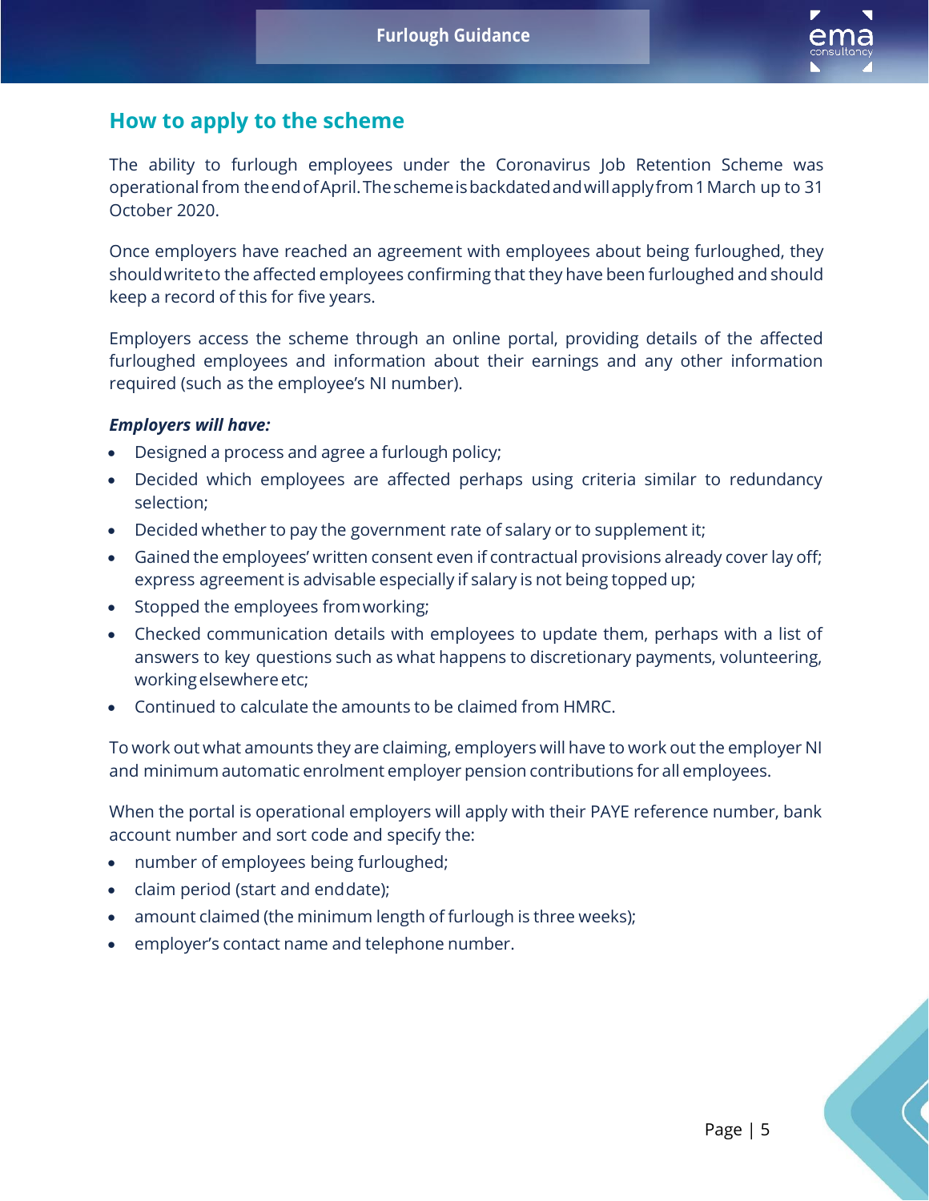## How to apply to the scheme

The ability to furlough employees under the Coronavirus Job Retention Scheme was operational from the end of April. The scheme is backdated and will apply from 1 March up to 31 October 2020.

Once employers have reached an agreement with employees about being furloughed, they should write to the affected employees confirming that they have been furloughed and should keep a record of this for five years.

Employers access the scheme through an online portal, providing details of the affected furloughed employees and information about their earnings and any other information required (such as the employee's NI number).

***Employers will have:***

- Designed a process and agree a furlough policy;
- Decided which employees are affected perhaps using criteria similar to redundancy selection;
- Decided whether to pay the government rate of salary or to supplement it;
- Gained the employees' written consent even if contractual provisions already cover lay off; express agreement is advisable especially if salary is not being topped up;
- Stopped the employees from working;
- Checked communication details with employees to update them, perhaps with a list of answers to key questions such as what happens to discretionary payments, volunteering, working elsewhere etc;
- Continued to calculate the amounts to be claimed from HMRC.

To work out what amounts they are claiming, employers will have to work out the employer NI and minimum automatic enrolment employer pension contributions for all employees.

When the portal is operational employers will apply with their PAYE reference number, bank account number and sort code and specify the:

- number of employees being furloughed;
- claim period (start and end date);
- amount claimed (the minimum length of furlough is three weeks);
- employer's contact name and telephone number.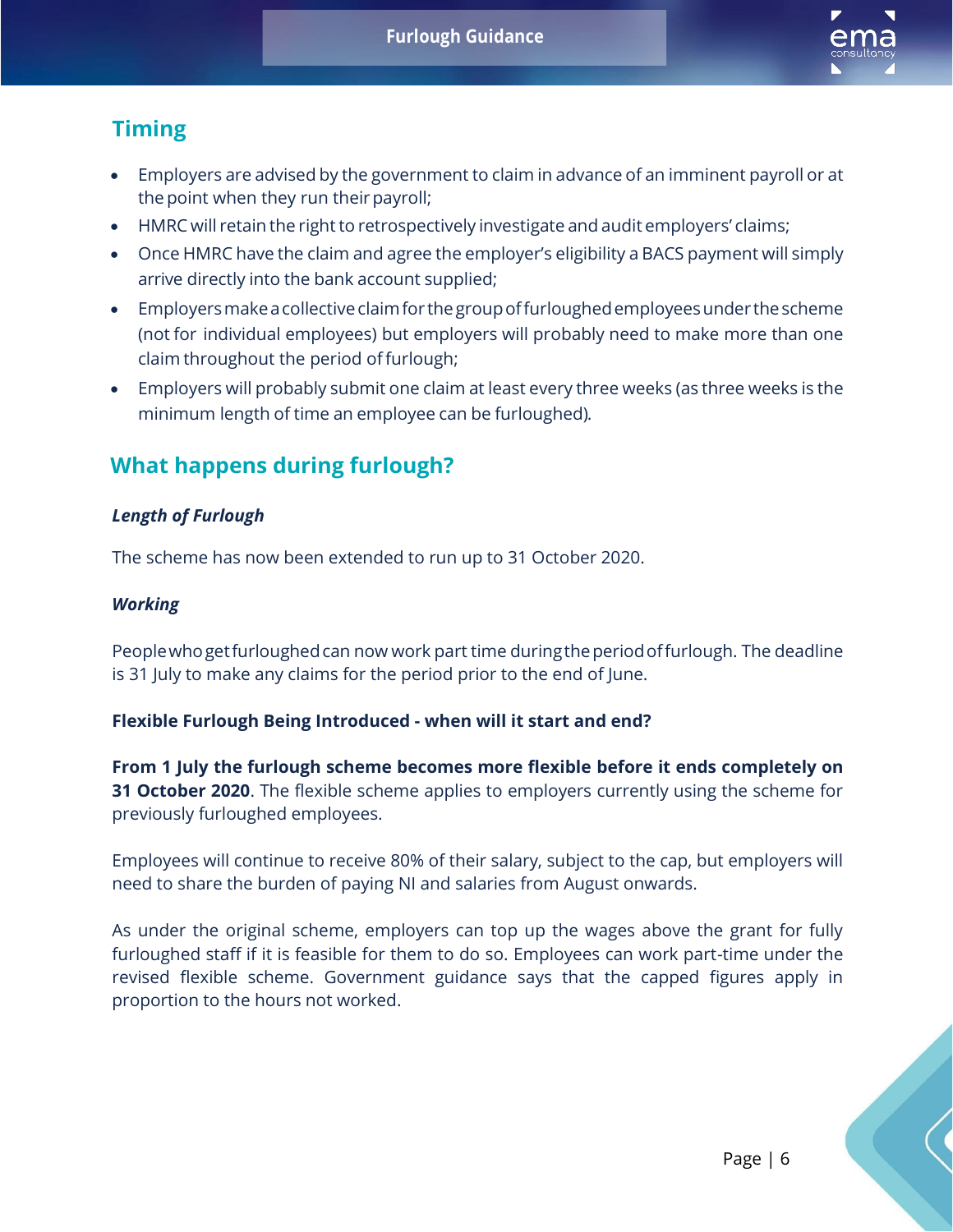## Timing

- Employers are advised by the government to claim in advance of an imminent payroll or at the point when they run their payroll;
- HMRC will retain the right to retrospectively investigate and audit employers' claims;
- Once HMRC have the claim and agree the employer's eligibility a BACS payment will simply arrive directly into the bank account supplied;
- Employers make a collective claim for the group of furloughed employees under the scheme (not for individual employees) but employers will probably need to make more than one claim throughout the period of furlough;
- Employers will probably submit one claim at least every three weeks (as three weeks is the minimum length of time an employee can be furloughed).

## What happens during furlough?

***Length of Furlough***

The scheme has now been extended to run up to 31 October 2020.

***Working***

People who get furloughed can now work part time during the period of furlough. The deadline is 31 July to make any claims for the period prior to the end of June.

**Flexible Furlough Being Introduced - when will it start and end?**

**From 1 July the furlough scheme becomes more flexible before it ends completely on 31 October 2020**. The flexible scheme applies to employers currently using the scheme for previously furloughed employees.

Employees will continue to receive 80% of their salary, subject to the cap, but employers will need to share the burden of paying NI and salaries from August onwards.

As under the original scheme, employers can top up the wages above the grant for fully furloughed staff if it is feasible for them to do so. Employees can work part-time under the revised flexible scheme. Government guidance says that the capped figures apply in proportion to the hours not worked.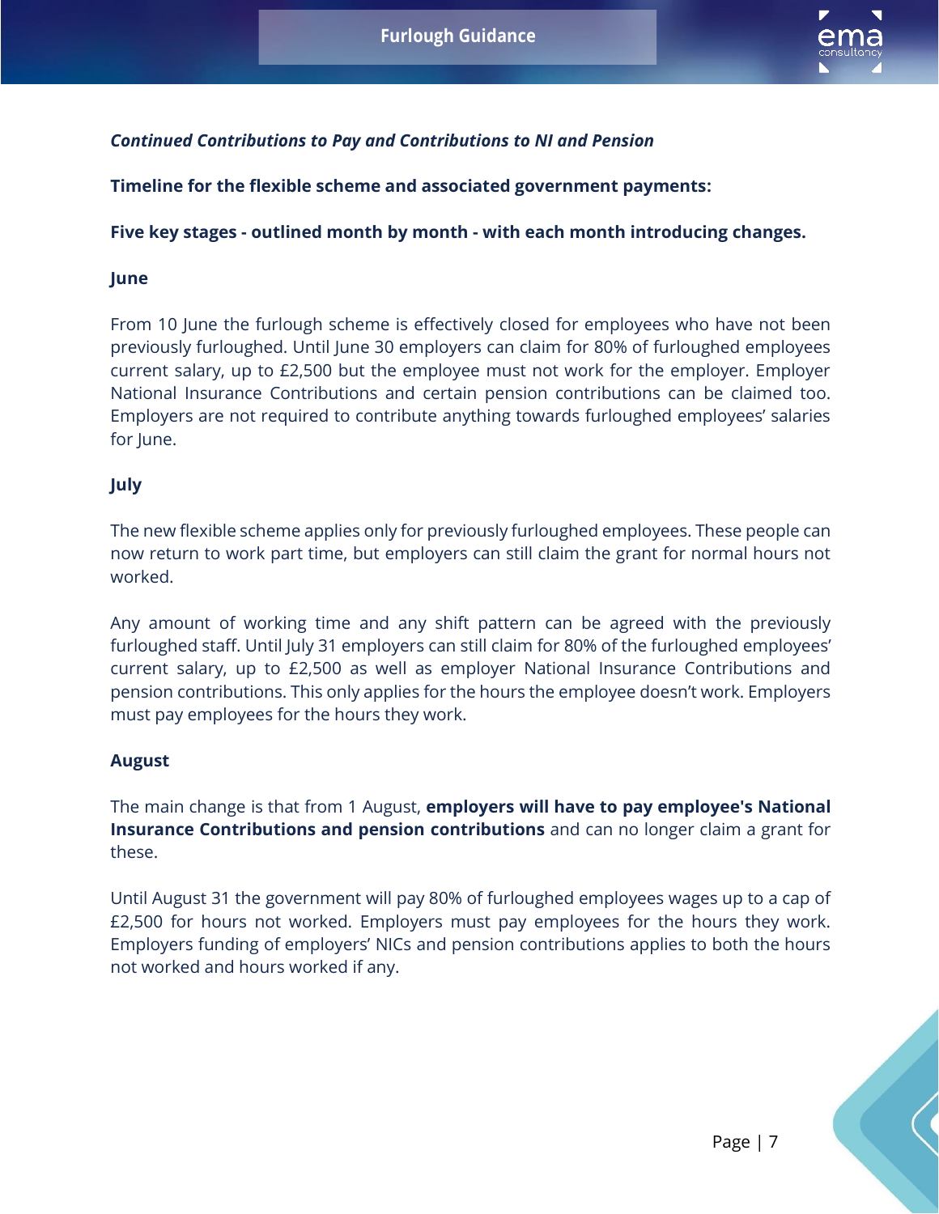***Continued Contributions to Pay and Contributions to NI and Pension***

**Timeline for the flexible scheme and associated government payments:**

**Five key stages - outlined month by month - with each month introducing changes.**

**June**

From 10 June the furlough scheme is effectively closed for employees who have not been previously furloughed. Until June 30 employers can claim for 80% of furloughed employees current salary, up to £2,500 but the employee must not work for the employer. Employer National Insurance Contributions and certain pension contributions can be claimed too. Employers are not required to contribute anything towards furloughed employees' salaries for June.

**July**

The new flexible scheme applies only for previously furloughed employees. These people can now return to work part time, but employers can still claim the grant for normal hours not worked.

Any amount of working time and any shift pattern can be agreed with the previously furloughed staff. Until July 31 employers can still claim for 80% of the furloughed employees' current salary, up to £2,500 as well as employer National Insurance Contributions and pension contributions. This only applies for the hours the employee doesn't work. Employers must pay employees for the hours they work.

**August**

The main change is that from 1 August, **employers will have to pay employee's National Insurance Contributions and pension contributions** and can no longer claim a grant for these.

Until August 31 the government will pay 80% of furloughed employees wages up to a cap of £2,500 for hours not worked. Employers must pay employees for the hours they work. Employers funding of employers' NICs and pension contributions applies to both the hours not worked and hours worked if any.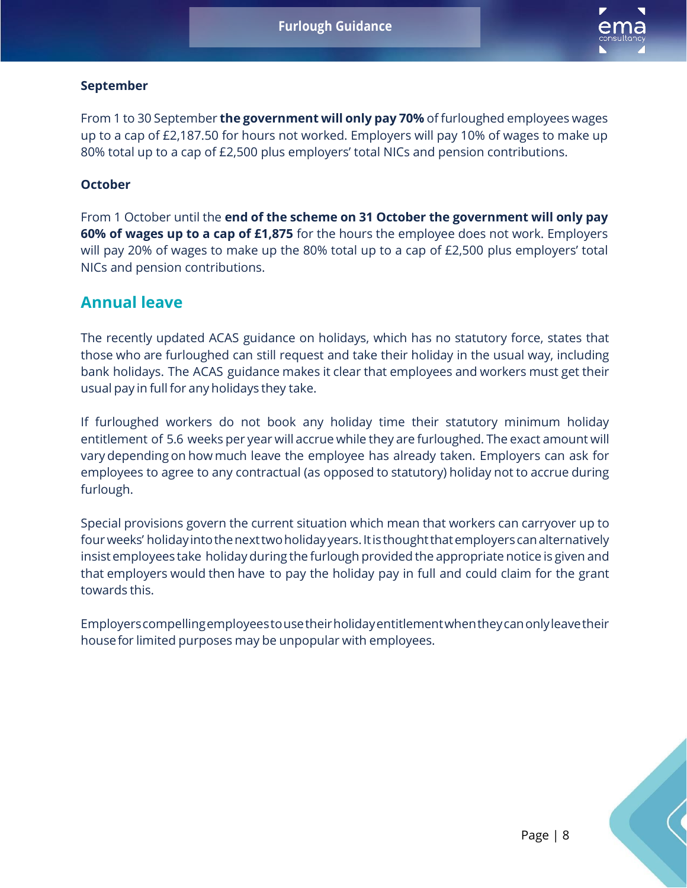**September**

From 1 to 30 September **the government will only pay 70%** of furloughed employees wages up to a cap of £2,187.50 for hours not worked. Employers will pay 10% of wages to make up 80% total up to a cap of £2,500 plus employers' total NICs and pension contributions.

**October**

From 1 October until the **end of the scheme on 31 October the government will only pay 60% of wages up to a cap of £1,875** for the hours the employee does not work. Employers will pay 20% of wages to make up the 80% total up to a cap of £2,500 plus employers' total NICs and pension contributions.

## Annual leave

The recently updated ACAS guidance on holidays, which has no statutory force, states that those who are furloughed can still request and take their holiday in the usual way, including bank holidays. The ACAS guidance makes it clear that employees and workers must get their usual pay in full for any holidays they take.

If furloughed workers do not book any holiday time their statutory minimum holiday entitlement of 5.6 weeks per year will accrue while they are furloughed. The exact amount will vary depending on how much leave the employee has already taken. Employers can ask for employees to agree to any contractual (as opposed to statutory) holiday not to accrue during furlough.

Special provisions govern the current situation which mean that workers can carryover up to four weeks' holiday into the next two holiday years. It is thought that employers can alternatively insist employees take holiday during the furlough provided the appropriate notice is given and that employers would then have to pay the holiday pay in full and could claim for the grant towards this.

Employers compelling employees to use their holiday entitlement when they can only leave their house for limited purposes may be unpopular with employees.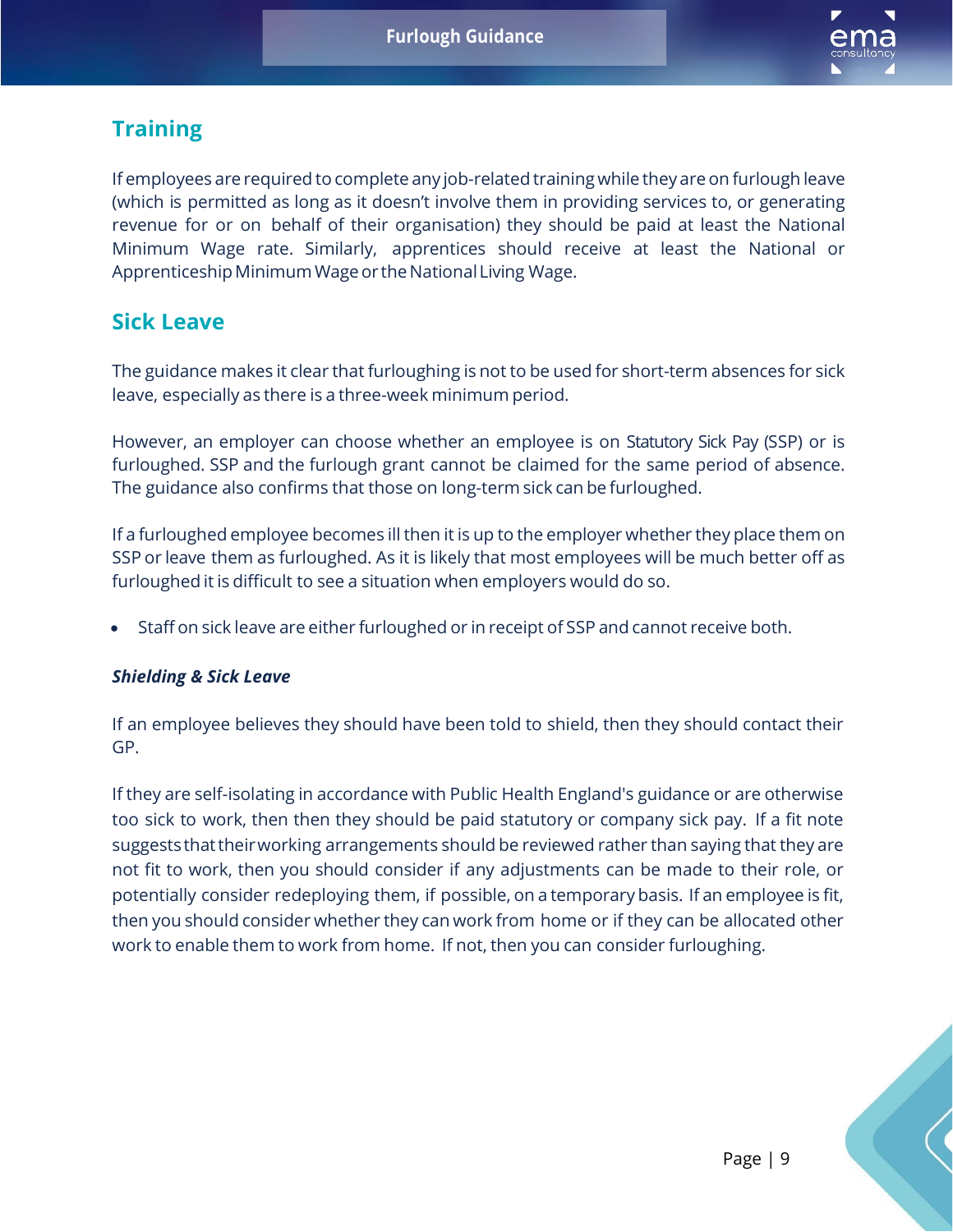## Training

If employees are required to complete any job-related training while they are on furlough leave (which is permitted as long as it doesn't involve them in providing services to, or generating revenue for or on behalf of their organisation) they should be paid at least the National Minimum Wage rate. Similarly, apprentices should receive at least the National or Apprenticeship Minimum Wage or the National Living Wage.

## Sick Leave

The guidance makes it clear that furloughing is not to be used for short-term absences for sick leave, especially as there is a three-week minimum period.

However, an employer can choose whether an employee is on Statutory Sick Pay (SSP) or is furloughed. SSP and the furlough grant cannot be claimed for the same period of absence. The guidance also confirms that those on long-term sick can be furloughed.

If a furloughed employee becomes ill then it is up to the employer whether they place them on SSP or leave them as furloughed. As it is likely that most employees will be much better off as furloughed it is difficult to see a situation when employers would do so.

- Staff on sick leave are either furloughed or in receipt of SSP and cannot receive both.

### *Shielding & Sick Leave*

If an employee believes they should have been told to shield, then they should contact their GP.

If they are self-isolating in accordance with Public Health England's guidance or are otherwise too sick to work, then then they should be paid statutory or company sick pay. If a fit note suggests that their working arrangements should be reviewed rather than saying that they are not fit to work, then you should consider if any adjustments can be made to their role, or potentially consider redeploying them, if possible, on a temporary basis. If an employee is fit, then you should consider whether they can work from home or if they can be allocated other work to enable them to work from home. If not, then you can consider furloughing.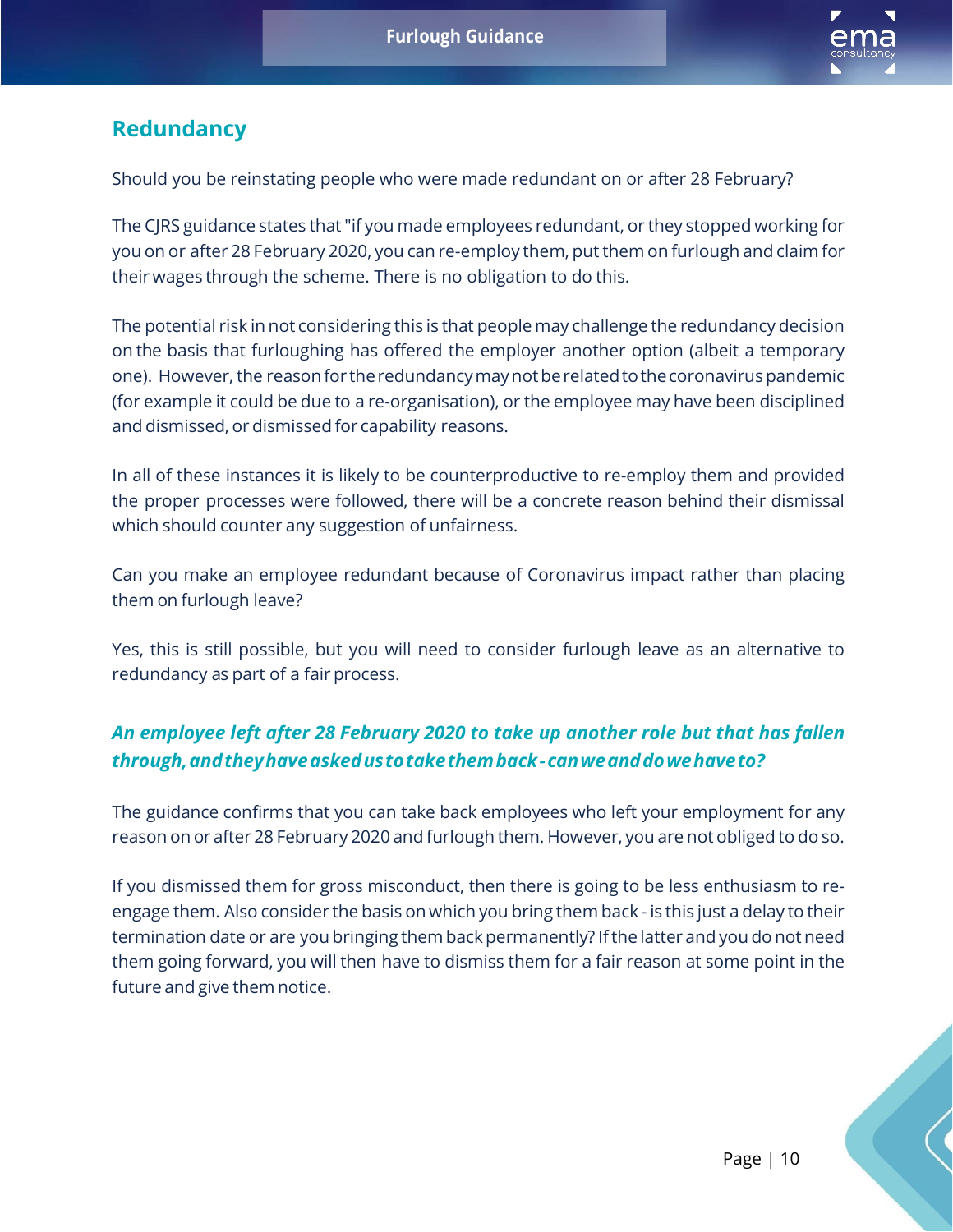## Redundancy

Should you be reinstating people who were made redundant on or after 28 February?

The CJRS guidance states that "if you made employees redundant, or they stopped working for you on or after 28 February 2020, you can re-employ them, put them on furlough and claim for their wages through the scheme. There is no obligation to do this.

The potential risk in not considering this is that people may challenge the redundancy decision on the basis that furloughing has offered the employer another option (albeit a temporary one). However, the reason for the redundancy may not be related to the coronavirus pandemic (for example it could be due to a re-organisation), or the employee may have been disciplined and dismissed, or dismissed for capability reasons.

In all of these instances it is likely to be counterproductive to re-employ them and provided the proper processes were followed, there will be a concrete reason behind their dismissal which should counter any suggestion of unfairness.

Can you make an employee redundant because of Coronavirus impact rather than placing them on furlough leave?

Yes, this is still possible, but you will need to consider furlough leave as an alternative to redundancy as part of a fair process.

***An employee left after 28 February 2020 to take up another role but that has fallen through, and they have asked us to take them back - can we and do we have to?***

The guidance confirms that you can take back employees who left your employment for any reason on or after 28 February 2020 and furlough them. However, you are not obliged to do so.

If you dismissed them for gross misconduct, then there is going to be less enthusiasm to re-engage them. Also consider the basis on which you bring them back - is this just a delay to their termination date or are you bringing them back permanently? If the latter and you do not need them going forward, you will then have to dismiss them for a fair reason at some point in the future and give them notice.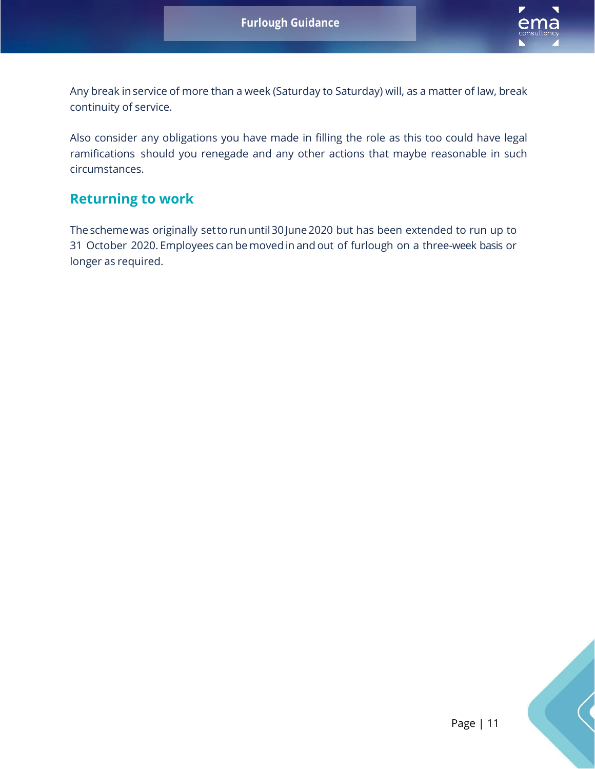Any break in service of more than a week (Saturday to Saturday) will, as a matter of law, break continuity of service.

Also consider any obligations you have made in filling the role as this too could have legal ramifications should you renegade and any other actions that maybe reasonable in such circumstances.

## Returning to work

The scheme was originally set to run until 30 June 2020 but has been extended to run up to 31 October 2020. Employees can be moved in and out of furlough on a three-week basis or longer as required.